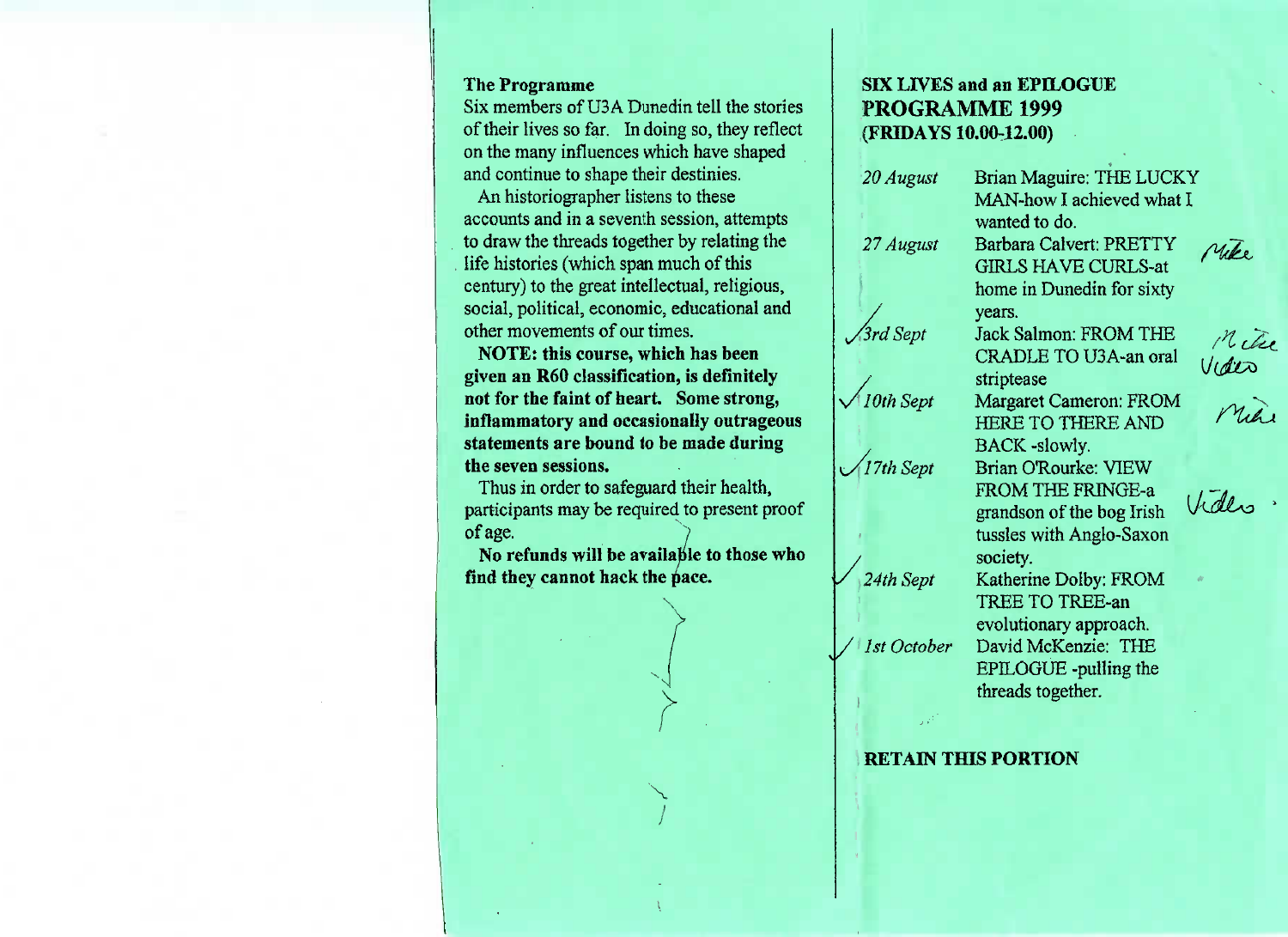## The Programme

Six members of U3A Dunedin tell the stories of their lives so far. In doing so, they reflect on the many influences which have shaped and continue to shape their destinies.

An historiographer listens to these accounts and in a seventh session, attempts to draw the threads together by relating the life histories (which span much of this century) to the great intellectual, religious, social, political, economic, educational and other movements of our times.

**NOTE: this course, which has been given an R60 classification, is definitely not for the faint of heart. Some strong, inflammatory and occasionally outrageous statements are bound to be made during the seven sessions.**

Thus in order to safeguard their health, participants may be required to present proof of age.

**No refunds will be available to those who find they cannot hack the pace.**

## SIX LIVES and an EPILOGUE
## PROGRAMME 1999
## (FRIDAYS 10.00-12.00)

| | |
|---|---|
| *20 August* | Brian Maguire: THE LUCKY MAN-how I achieved what I wanted to do. |
| *27 August* | Barbara Calvert: PRETTY GIRLS HAVE CURLS-at home in Dunedin for sixty years. |
| *3rd Sept* | Jack Salmon: FROM THE CRADLE TO U3A-an oral striptease |
| *10th Sept* | Margaret Cameron: FROM HERE TO THERE AND BACK -slowly. |
| *17th Sept* | Brian O'Rourke: VIEW FROM THE FRINGE-a grandson of the bog Irish tussles with Anglo-Saxon society. |
| *24th Sept* | Katherine Dolby: FROM TREE TO TREE-an evolutionary approach. |
| *1st October* | David McKenzie: THE EPILOGUE -pulling the threads together. |

**RETAIN THIS PORTION**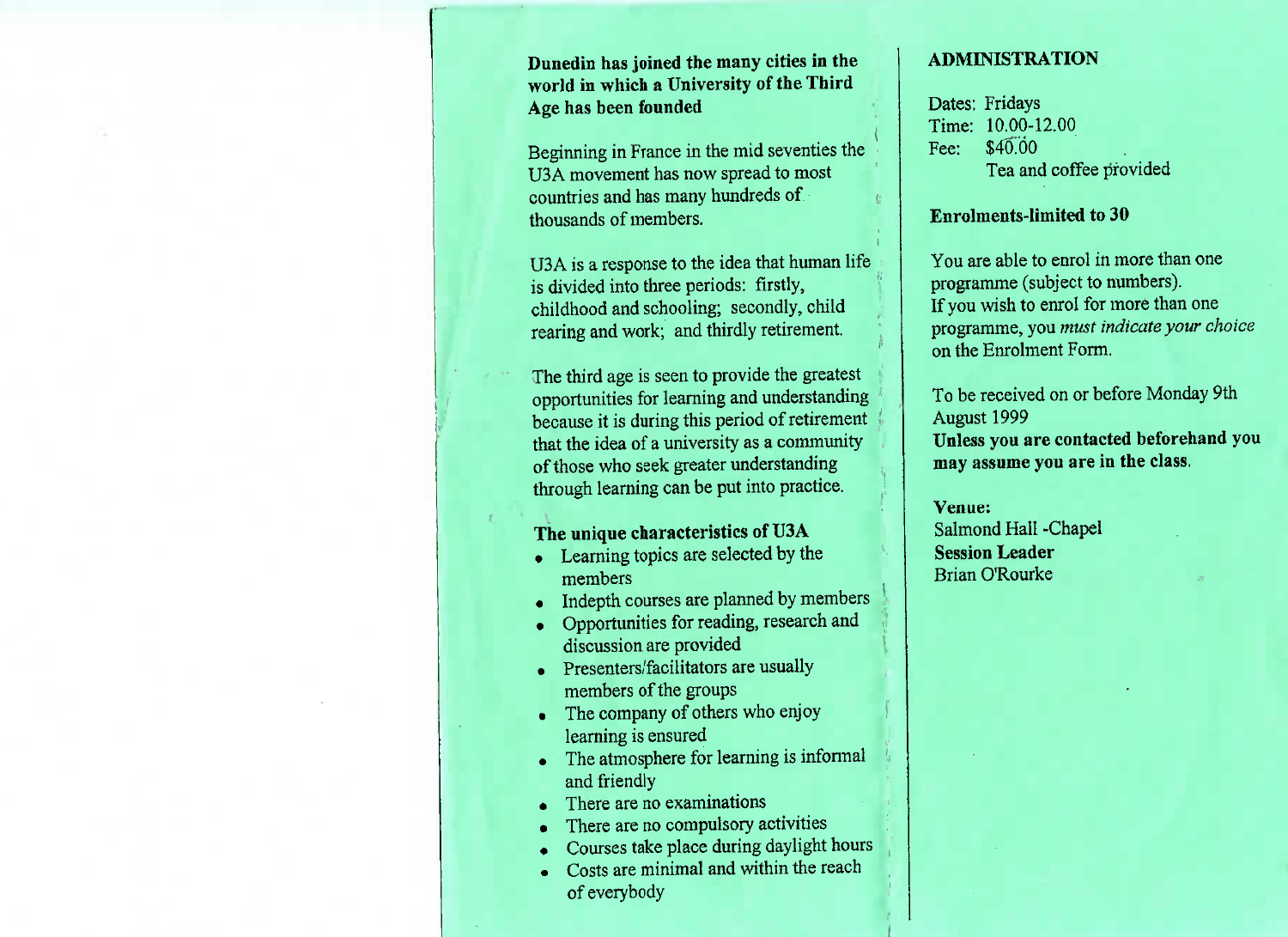**Dunedin has joined the many cities in the world in which a University of the Third Age has been founded**

Beginning in France in the mid seventies the U3A movement has now spread to most countries and has many hundreds of thousands of members.

U3A is a response to the idea that human life is divided into three periods: firstly, childhood and schooling; secondly, child rearing and work; and thirdly retirement.

The third age is seen to provide the greatest opportunities for learning and understanding because it is during this period of retirement that the idea of a university as a community of those who seek greater understanding through learning can be put into practice.

**The unique characteristics of U3A**

- Learning topics are selected by the members
- Indepth courses are planned by members
- Opportunities for reading, research and discussion are provided
- Presenters/facilitators are usually members of the groups
- The company of others who enjoy learning is ensured
- The atmosphere for learning is informal and friendly
- There are no examinations
- There are no compulsory activities
- Courses take place during daylight hours
- Costs are minimal and within the reach of everybody

**ADMINISTRATION**

Dates: Fridays
Time: 10.00-12.00
Fee: $40.00
Tea and coffee provided

**Enrolments-limited to 30**

You are able to enrol in more than one programme (subject to numbers).
If you wish to enrol for more than one programme, you *must indicate your choice* on the Enrolment Form.

To be received on or before Monday 9th August 1999
**Unless you are contacted beforehand you may assume you are in the class.**

**Venue:**
Salmond Hall -Chapel
**Session Leader**
Brian O'Rourke